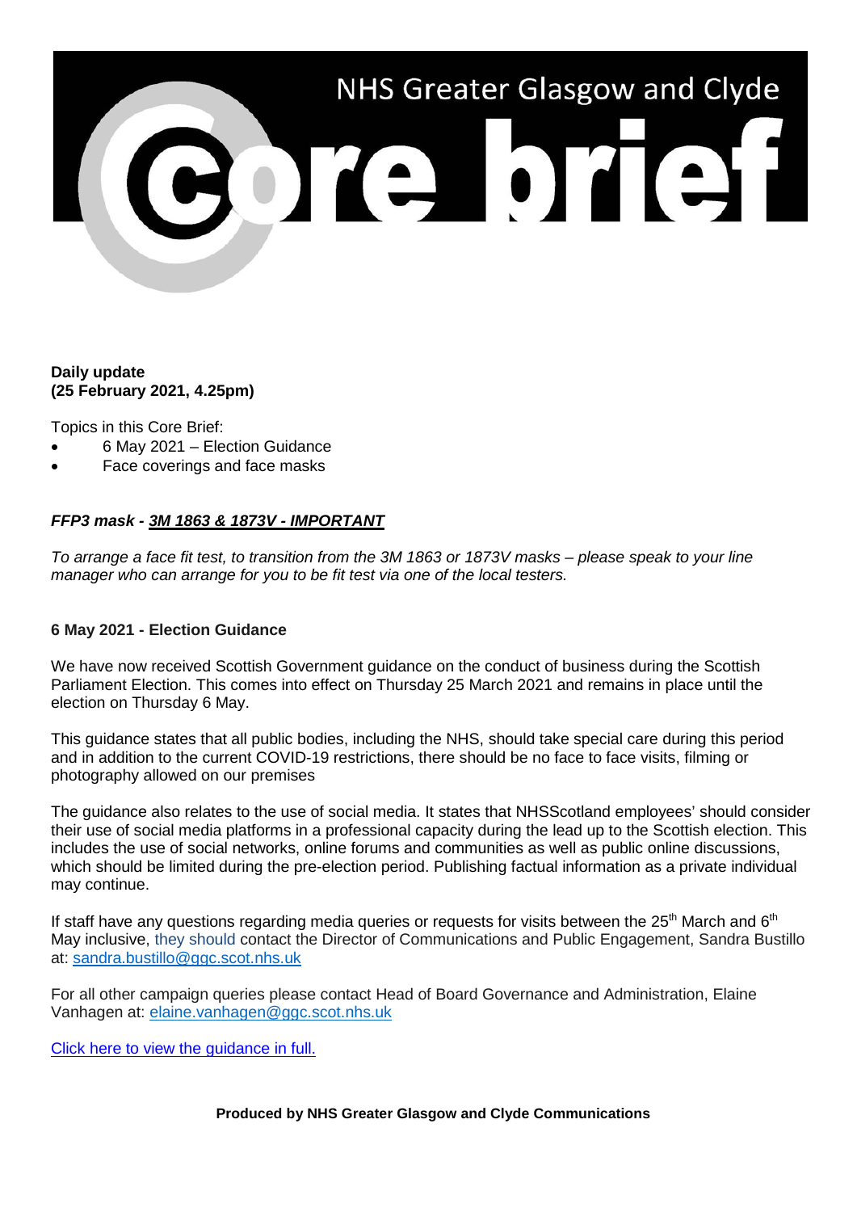# NHS Greater Glasgow and Clyde

# Core brief

**Daily update**
**(25 February 2021, 4.25pm)**

Topics in this Core Brief:

- 6 May 2021 – Election Guidance
- Face coverings and face masks

***FFP3 mask - <u>3M 1863 & 1873V - IMPORTANT</u>***

*To arrange a face fit test, to transition from the 3M 1863 or 1873V masks – please speak to your line manager who can arrange for you to be fit test via one of the local testers.*

**6 May 2021 - Election Guidance**

We have now received Scottish Government guidance on the conduct of business during the Scottish Parliament Election. This comes into effect on Thursday 25 March 2021 and remains in place until the election on Thursday 6 May.

This guidance states that all public bodies, including the NHS, should take special care during this period and in addition to the current COVID-19 restrictions, there should be no face to face visits, filming or photography allowed on our premises

The guidance also relates to the use of social media. It states that NHSScotland employees' should consider their use of social media platforms in a professional capacity during the lead up to the Scottish election. This includes the use of social networks, online forums and communities as well as public online discussions, which should be limited during the pre-election period. Publishing factual information as a private individual may continue.

If staff have any questions regarding media queries or requests for visits between the 25th March and 6th May inclusive, they should contact the Director of Communications and Public Engagement, Sandra Bustillo at: sandra.bustillo@ggc.scot.nhs.uk

For all other campaign queries please contact Head of Board Governance and Administration, Elaine Vanhagen at: elaine.vanhagen@ggc.scot.nhs.uk

Click here to view the guidance in full.

**Produced by NHS Greater Glasgow and Clyde Communications**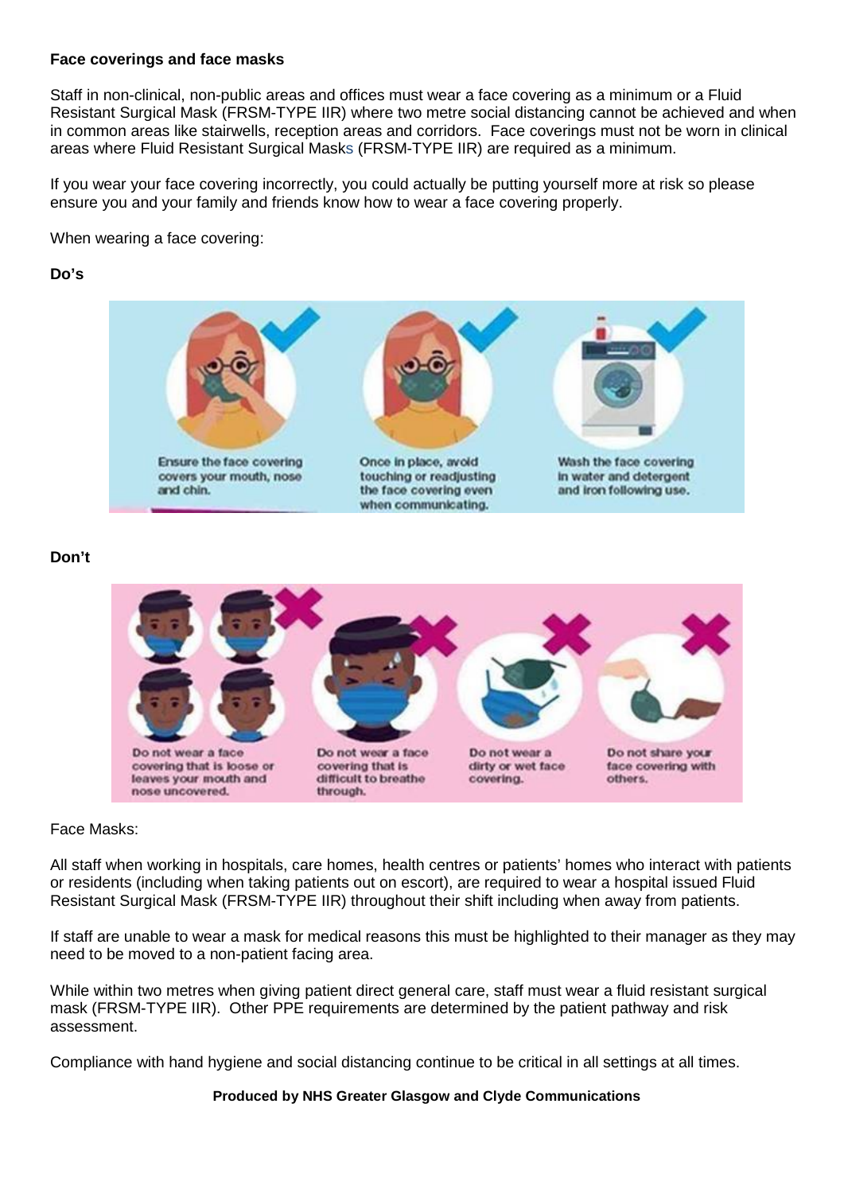**Face coverings and face masks**

Staff in non-clinical, non-public areas and offices must wear a face covering as a minimum or a Fluid Resistant Surgical Mask (FRSM-TYPE IIR) where two metre social distancing cannot be achieved and when in common areas like stairwells, reception areas and corridors. Face coverings must not be worn in clinical areas where Fluid Resistant Surgical Masks (FRSM-TYPE IIR) are required as a minimum.

If you wear your face covering incorrectly, you could actually be putting yourself more at risk so please ensure you and your family and friends know how to wear a face covering properly.

When wearing a face covering:

**Do's**

Ensure the face covering covers your mouth, nose and chin.

Once in place, avoid touching or readjusting the face covering even when communicating.

Wash the face covering in water and detergent and iron following use.

**Don't**

Do not wear a face covering that is loose or leaves your mouth and nose uncovered.

Do not wear a face covering that is difficult to breathe through.

Do not wear a dirty or wet face covering.

Do not share your face covering with others.

Face Masks:

All staff when working in hospitals, care homes, health centres or patients' homes who interact with patients or residents (including when taking patients out on escort), are required to wear a hospital issued Fluid Resistant Surgical Mask (FRSM-TYPE IIR) throughout their shift including when away from patients.

If staff are unable to wear a mask for medical reasons this must be highlighted to their manager as they may need to be moved to a non-patient facing area.

While within two metres when giving patient direct general care, staff must wear a fluid resistant surgical mask (FRSM-TYPE IIR). Other PPE requirements are determined by the patient pathway and risk assessment.

Compliance with hand hygiene and social distancing continue to be critical in all settings at all times.

**Produced by NHS Greater Glasgow and Clyde Communications**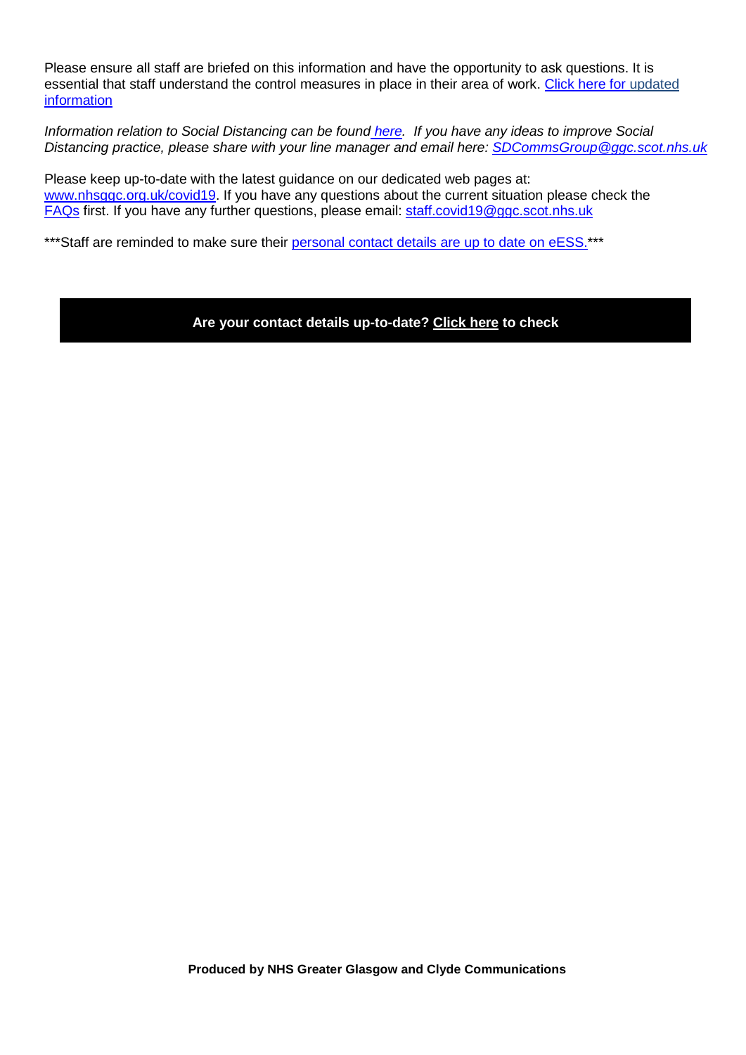Please ensure all staff are briefed on this information and have the opportunity to ask questions. It is essential that staff understand the control measures in place in their area of work. Click here for updated information

*Information relation to Social Distancing can be found here. If you have any ideas to improve Social Distancing practice, please share with your line manager and email here: SDCommsGroup@ggc.scot.nhs.uk*

Please keep up-to-date with the latest guidance on our dedicated web pages at: www.nhsggc.org.uk/covid19. If you have any questions about the current situation please check the FAQs first. If you have any further questions, please email: staff.covid19@ggc.scot.nhs.uk

***Staff are reminded to make sure their personal contact details are up to date on eESS.***

**Are your contact details up-to-date? Click here to check**

**Produced by NHS Greater Glasgow and Clyde Communications**